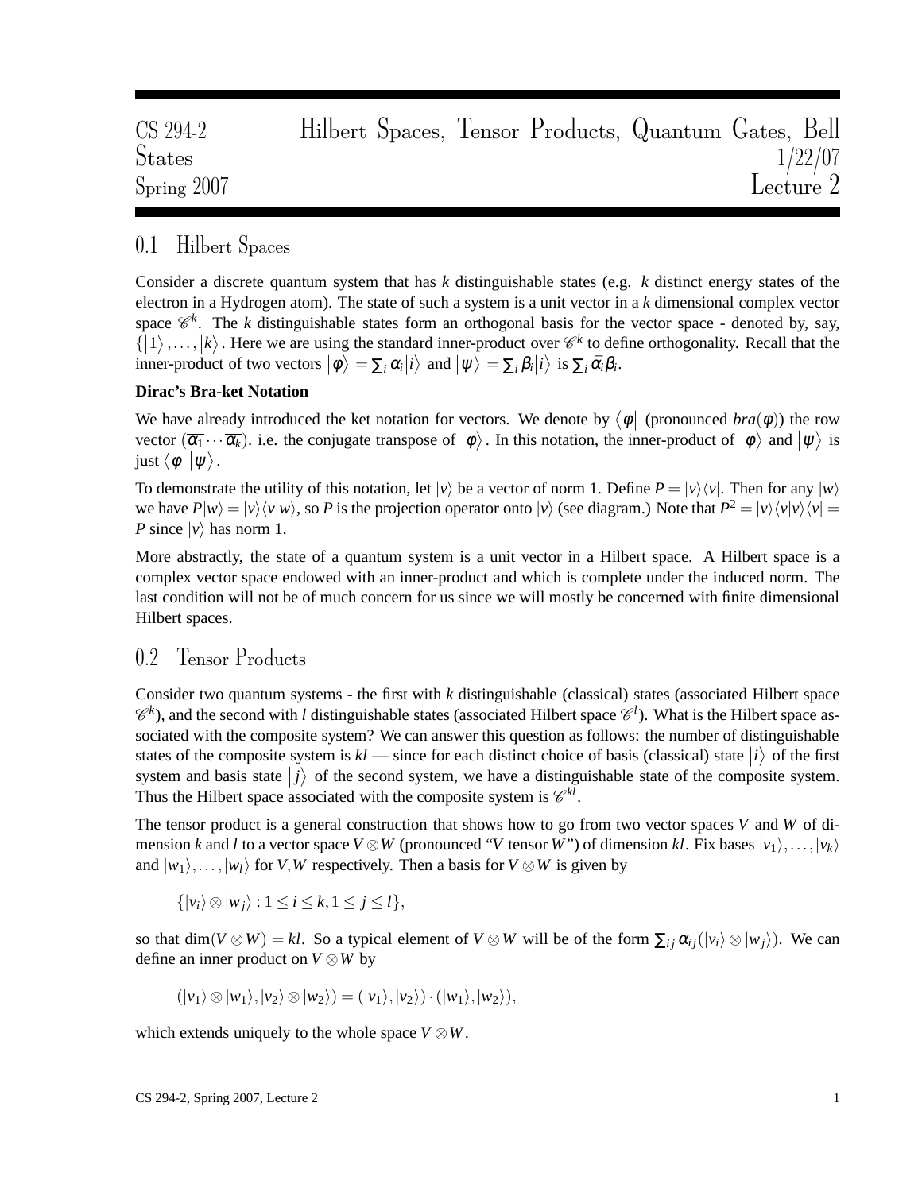CS 294-2 Hilbert Spaces, Tensor Products, Quantum Gates, Bell States 1/22/07

Spring 2007 Lecture 2

## 0.1 Hilbert Spaces

Consider a discrete quantum system that has $k$ distinguishable states (e.g. $k$ distinct energy states of the electron in a Hydrogen atom). The state of such a system is a unit vector in a $k$ dimensional complex vector space $\mathscr{C}^k$. The $k$ distinguishable states form an orthogonal basis for the vector space - denoted by, say, $\{|1\rangle, \ldots, |k\rangle$. Here we are using the standard inner-product over $\mathscr{C}^k$ to define orthogonality. Recall that the inner-product of two vectors $|\phi\rangle = \sum_i \alpha_i |i\rangle$ and $|\psi\rangle = \sum_i \beta_i |i\rangle$ is $\sum_i \bar{\alpha}_i \beta_i$.

**Dirac's Bra-ket Notation**

We have already introduced the ket notation for vectors. We denote by $\langle\phi|$ (pronounced $bra(\phi)$) the row vector $(\overline{\alpha_1} \cdots \overline{\alpha_k})$. i.e. the conjugate transpose of $|\phi\rangle$. In this notation, the inner-product of $|\phi\rangle$ and $|\psi\rangle$ is just $\langle\phi||\psi\rangle$.

To demonstrate the utility of this notation, let $|v\rangle$ be a vector of norm 1. Define $P = |v\rangle\langle v|$. Then for any $|w\rangle$ we have $P|w\rangle = |v\rangle\langle v|w\rangle$, so $P$ is the projection operator onto $|v\rangle$ (see diagram.) Note that $P^2 = |v\rangle\langle v|v\rangle\langle v| = P$ since $|v\rangle$ has norm 1.

More abstractly, the state of a quantum system is a unit vector in a Hilbert space. A Hilbert space is a complex vector space endowed with an inner-product and which is complete under the induced norm. The last condition will not be of much concern for us since we will mostly be concerned with finite dimensional Hilbert spaces.

## 0.2 Tensor Products

Consider two quantum systems - the first with $k$ distinguishable (classical) states (associated Hilbert space $\mathscr{C}^k$), and the second with $l$ distinguishable states (associated Hilbert space $\mathscr{C}^l$). What is the Hilbert space associated with the composite system? We can answer this question as follows: the number of distinguishable states of the composite system is $kl$ — since for each distinct choice of basis (classical) state $|i\rangle$ of the first system and basis state $|j\rangle$ of the second system, we have a distinguishable state of the composite system. Thus the Hilbert space associated with the composite system is $\mathscr{C}^{kl}$.

The tensor product is a general construction that shows how to go from two vector spaces $V$ and $W$ of dimension $k$ and $l$ to a vector space $V \otimes W$ (pronounced "$V$ tensor $W$") of dimension $kl$. Fix bases $|v_1\rangle, \ldots, |v_k\rangle$ and $|w_1\rangle, \ldots, |w_l\rangle$ for $V, W$ respectively. Then a basis for $V \otimes W$ is given by

$$\{|v_i\rangle \otimes |w_j\rangle : 1 \leq i \leq k, 1 \leq j \leq l\},$$

so that $\dim(V \otimes W) = kl$. So a typical element of $V \otimes W$ will be of the form $\sum_{ij} \alpha_{ij}(|v_i\rangle \otimes |w_j\rangle)$. We can define an inner product on $V \otimes W$ by

$$(|v_1\rangle \otimes |w_1\rangle, |v_2\rangle \otimes |w_2\rangle) = (|v_1\rangle, |v_2\rangle) \cdot (|w_1\rangle, |w_2\rangle),$$

which extends uniquely to the whole space $V \otimes W$.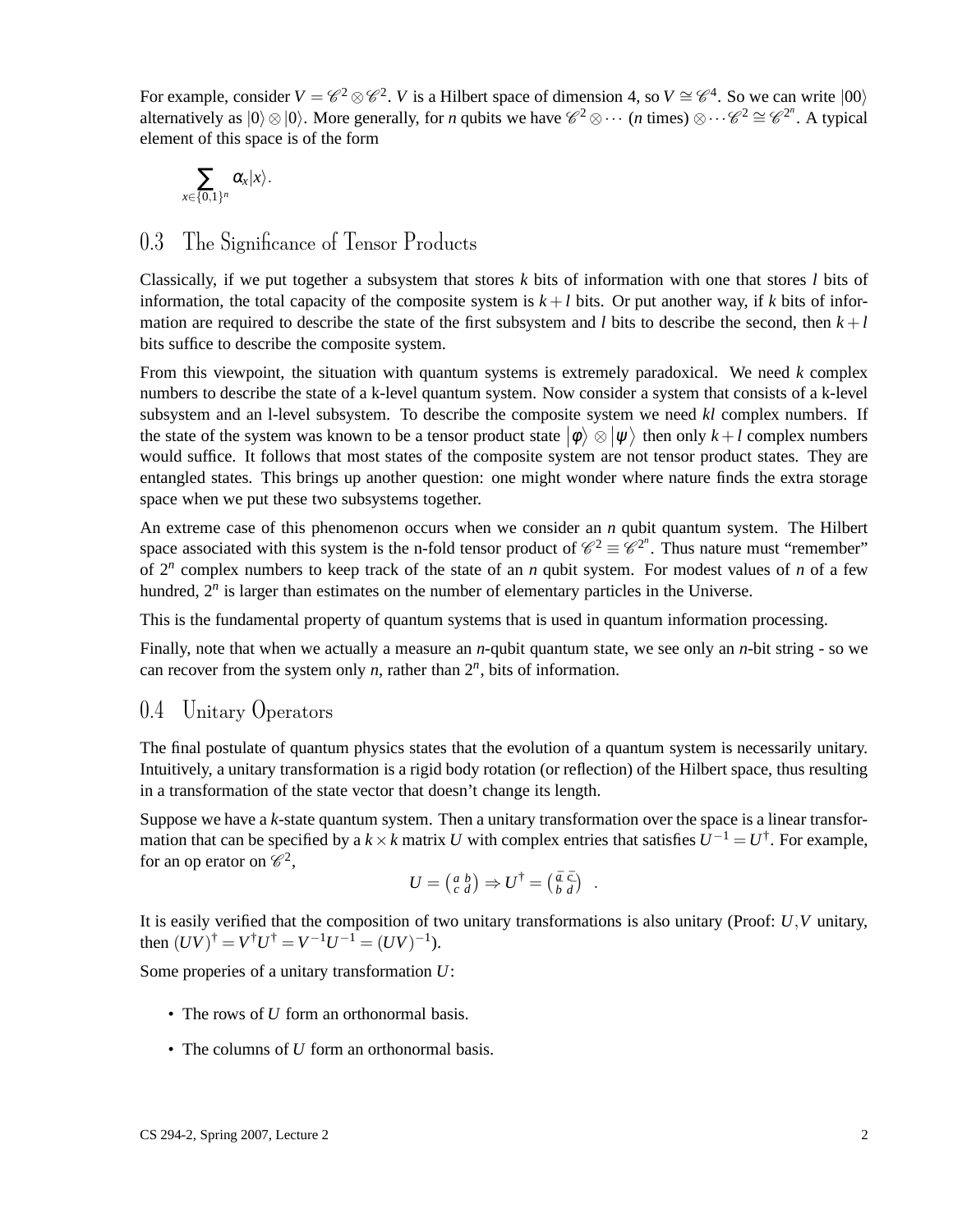For example, consider $V = \mathscr{C}^2 \otimes \mathscr{C}^2$. $V$ is a Hilbert space of dimension 4, so $V \cong \mathscr{C}^4$. So we can write $|00\rangle$ alternatively as $|0\rangle \otimes |0\rangle$. More generally, for $n$ qubits we have $\mathscr{C}^2 \otimes \cdots$ ($n$ times) $\otimes \cdots \mathscr{C}^2 \cong \mathscr{C}^{2^n}$. A typical element of this space is of the form

$$\sum_{x \in \{0,1\}^n} \alpha_x |x\rangle.$$

## 0.3 The Significance of Tensor Products

Classically, if we put together a subsystem that stores $k$ bits of information with one that stores $l$ bits of information, the total capacity of the composite system is $k + l$ bits. Or put another way, if $k$ bits of information are required to describe the state of the first subsystem and $l$ bits to describe the second, then $k + l$ bits suffice to describe the composite system.

From this viewpoint, the situation with quantum systems is extremely paradoxical. We need $k$ complex numbers to describe the state of a k-level quantum system. Now consider a system that consists of a k-level subsystem and an l-level subsystem. To describe the composite system we need $kl$ complex numbers. If the state of the system was known to be a tensor product state $|\phi\rangle \otimes |\psi\rangle$ then only $k + l$ complex numbers would suffice. It follows that most states of the composite system are not tensor product states. They are entangled states. This brings up another question: one might wonder where nature finds the extra storage space when we put these two subsystems together.

An extreme case of this phenomenon occurs when we consider an $n$ qubit quantum system. The Hilbert space associated with this system is the n-fold tensor product of $\mathscr{C}^2 \equiv \mathscr{C}^{2^n}$. Thus nature must "remember" of $2^n$ complex numbers to keep track of the state of an $n$ qubit system. For modest values of $n$ of a few hundred, $2^n$ is larger than estimates on the number of elementary particles in the Universe.

This is the fundamental property of quantum systems that is used in quantum information processing.

Finally, note that when we actually a measure an $n$-qubit quantum state, we see only an $n$-bit string - so we can recover from the system only $n$, rather than $2^n$, bits of information.

## 0.4 Unitary Operators

The final postulate of quantum physics states that the evolution of a quantum system is necessarily unitary. Intuitively, a unitary transformation is a rigid body rotation (or reflection) of the Hilbert space, thus resulting in a transformation of the state vector that doesn't change its length.

Suppose we have a $k$-state quantum system. Then a unitary transformation over the space is a linear transformation that can be specified by a $k \times k$ matrix $U$ with complex entries that satisfies $U^{-1} = U^{\dagger}$. For example, for an op erator on $\mathscr{C}^2$,

$$U = \begin{pmatrix} a & b \\ c & d \end{pmatrix} \Rightarrow U^{\dagger} = \begin{pmatrix} \bar{a} & \bar{c} \\ \bar{b} & \bar{d} \end{pmatrix} \quad .$$

It is easily verified that the composition of two unitary transformations is also unitary (Proof: $U, V$ unitary, then $(UV)^{\dagger} = V^{\dagger}U^{\dagger} = V^{-1}U^{-1} = (UV)^{-1}$).

Some properies of a unitary transformation $U$:

- The rows of $U$ form an orthonormal basis.
- The columns of $U$ form an orthonormal basis.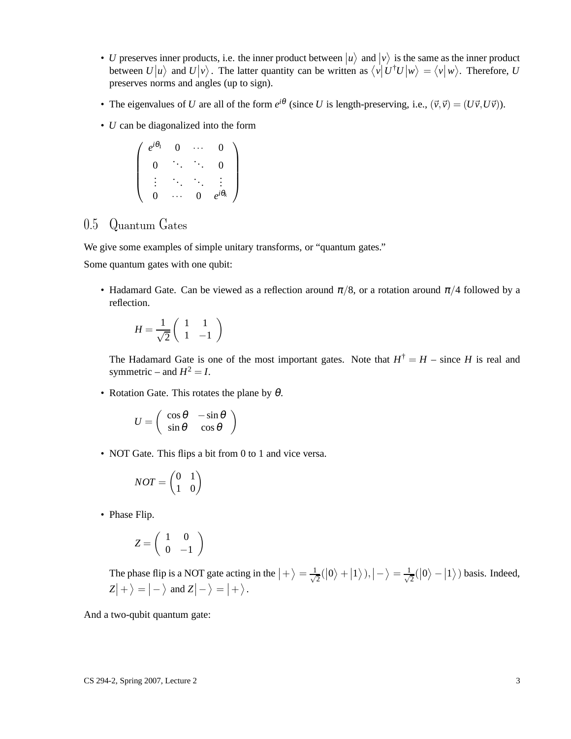- $U$ preserves inner products, i.e. the inner product between $|u\rangle$ and $|v\rangle$ is the same as the inner product between $U|u\rangle$ and $U|v\rangle$. The latter quantity can be written as $\langle v|U^\dagger U|w\rangle = \langle v|w\rangle$. Therefore, $U$ preserves norms and angles (up to sign).
- The eigenvalues of $U$ are all of the form $e^{i\theta}$ (since $U$ is length-preserving, i.e., $(\vec{v},\vec{v}) = (U\vec{v}, U\vec{v})$).
- $U$ can be diagonalized into the form

$$\begin{pmatrix} e^{i\theta_1} & 0 & \cdots & 0 \\ 0 & \ddots & \ddots & 0 \\ \vdots & \ddots & \ddots & \vdots \\ 0 & \cdots & 0 & e^{i\theta_k} \end{pmatrix}$$

## 0.5 Quantum Gates

We give some examples of simple unitary transforms, or "quantum gates."

Some quantum gates with one qubit:

- Hadamard Gate. Can be viewed as a reflection around $\pi/8$, or a rotation around $\pi/4$ followed by a reflection.

$$H = \frac{1}{\sqrt{2}} \begin{pmatrix} 1 & 1 \\ 1 & -1 \end{pmatrix}$$

The Hadamard Gate is one of the most important gates. Note that $H^\dagger = H$ – since $H$ is real and symmetric – and $H^2 = I$.

- Rotation Gate. This rotates the plane by $\theta$.

$$U = \begin{pmatrix} \cos\theta & -\sin\theta \\ \sin\theta & \cos\theta \end{pmatrix}$$

- NOT Gate. This flips a bit from 0 to 1 and vice versa.

$$NOT = \begin{pmatrix} 0 & 1 \\ 1 & 0 \end{pmatrix}$$

- Phase Flip.

$$Z = \begin{pmatrix} 1 & 0 \\ 0 & -1 \end{pmatrix}$$

The phase flip is a NOT gate acting in the $|+\rangle = \frac{1}{\sqrt{2}}(|0\rangle + |1\rangle), |-\rangle = \frac{1}{\sqrt{2}}(|0\rangle - |1\rangle)$ basis. Indeed, $Z|+\rangle = |-\rangle$ and $Z|-\rangle = |+\rangle$.

And a two-qubit quantum gate: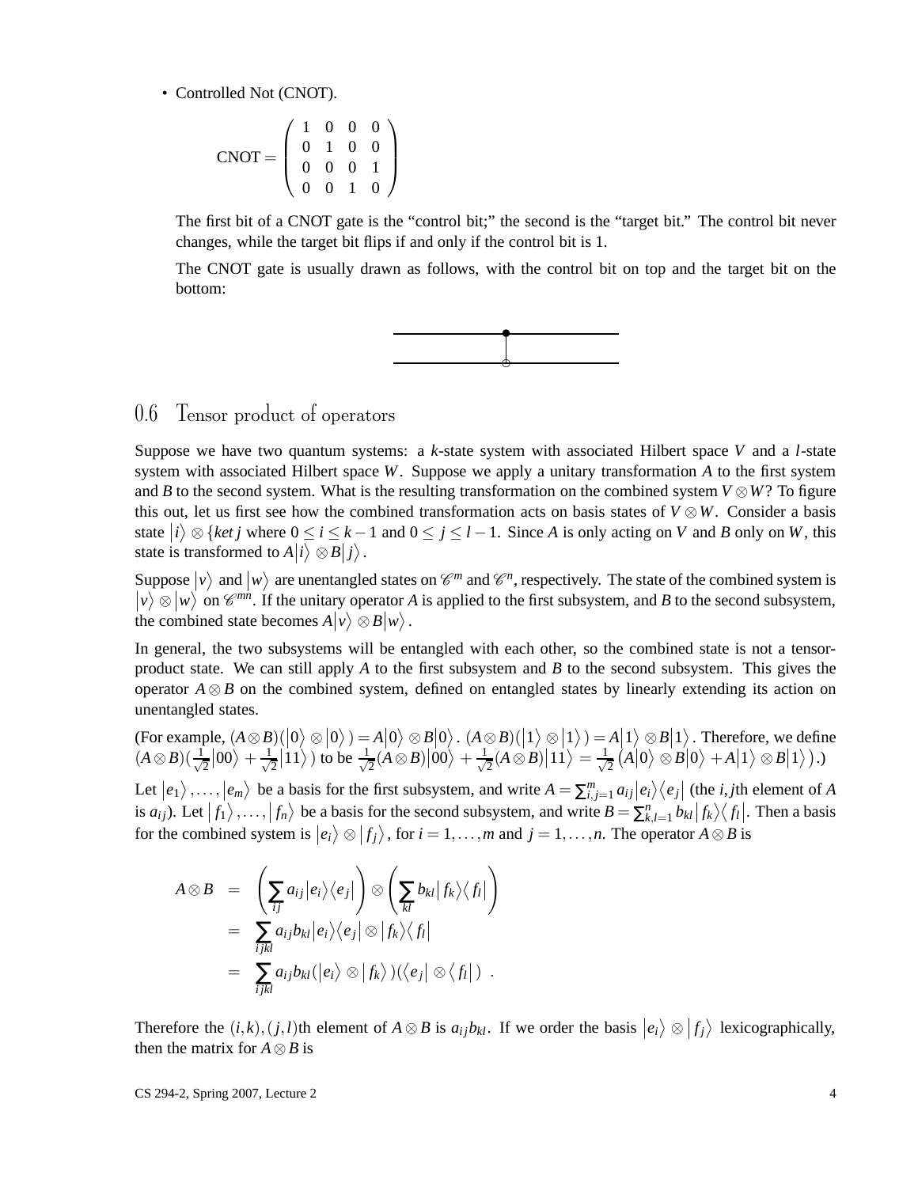- Controlled Not (CNOT).

$$\text{CNOT} = \begin{pmatrix} 1 & 0 & 0 & 0 \\ 0 & 1 & 0 & 0 \\ 0 & 0 & 0 & 1 \\ 0 & 0 & 1 & 0 \end{pmatrix}$$

  The first bit of a CNOT gate is the "control bit;" the second is the "target bit." The control bit never changes, while the target bit flips if and only if the control bit is 1.

  The CNOT gate is usually drawn as follows, with the control bit on top and the target bit on the bottom:

## 0.6 Tensor product of operators

Suppose we have two quantum systems: a $k$-state system with associated Hilbert space $V$ and a $l$-state system with associated Hilbert space $W$. Suppose we apply a unitary transformation $A$ to the first system and $B$ to the second system. What is the resulting transformation on the combined system $V \otimes W$? To figure this out, let us first see how the combined transformation acts on basis states of $V \otimes W$. Consider a basis state $|i\rangle \otimes \{ket\, j$ where $0 \leq i \leq k-1$ and $0 \leq j \leq l-1$. Since $A$ is only acting on $V$ and $B$ only on $W$, this state is transformed to $A|i\rangle \otimes B|j\rangle$.

Suppose $|v\rangle$ and $|w\rangle$ are unentangled states on $\mathscr{C}^m$ and $\mathscr{C}^n$, respectively. The state of the combined system is $|v\rangle \otimes |w\rangle$ on $\mathscr{C}^{mn}$. If the unitary operator $A$ is applied to the first subsystem, and $B$ to the second subsystem, the combined state becomes $A|v\rangle \otimes B|w\rangle$.

In general, the two subsystems will be entangled with each other, so the combined state is not a tensor-product state. We can still apply $A$ to the first subsystem and $B$ to the second subsystem. This gives the operator $A \otimes B$ on the combined system, defined on entangled states by linearly extending its action on unentangled states.

(For example, $(A \otimes B)(|0\rangle \otimes |0\rangle) = A|0\rangle \otimes B|0\rangle$. $(A \otimes B)(|1\rangle \otimes |1\rangle) = A|1\rangle \otimes B|1\rangle$. Therefore, we define $(A \otimes B)(\frac{1}{\sqrt{2}}|00\rangle + \frac{1}{\sqrt{2}}|11\rangle)$ to be $\frac{1}{\sqrt{2}}(A \otimes B)|00\rangle + \frac{1}{\sqrt{2}}(A \otimes B)|11\rangle = \frac{1}{\sqrt{2}}\left(A|0\rangle \otimes B|0\rangle + A|1\rangle \otimes B|1\rangle\right)$.)

Let $|e_1\rangle, \ldots, |e_m\rangle$ be a basis for the first subsystem, and write $A = \sum_{i,j=1}^{m} a_{ij}|e_i\rangle\langle e_j|$ (the $i,j$th element of $A$ is $a_{ij}$). Let $|f_1\rangle, \ldots, |f_n\rangle$ be a basis for the second subsystem, and write $B = \sum_{k,l=1}^{n} b_{kl}|f_k\rangle\langle f_l|$. Then a basis for the combined system is $|e_i\rangle \otimes |f_j\rangle$, for $i = 1, \ldots, m$ and $j = 1, \ldots, n$. The operator $A \otimes B$ is

$$\begin{aligned} A \otimes B &= \left(\sum_{ij} a_{ij}|e_i\rangle\langle e_j|\right) \otimes \left(\sum_{kl} b_{kl}|f_k\rangle\langle f_l|\right) \\ &= \sum_{ijkl} a_{ij}b_{kl}|e_i\rangle\langle e_j| \otimes |f_k\rangle\langle f_l| \\ &= \sum_{ijkl} a_{ij}b_{kl}(|e_i\rangle \otimes |f_k\rangle)(\langle e_j| \otimes \langle f_l|) \ . \end{aligned}$$

Therefore the $(i,k),(j,l)$th element of $A \otimes B$ is $a_{ij}b_{kl}$. If we order the basis $|e_i\rangle \otimes |f_j\rangle$ lexicographically, then the matrix for $A \otimes B$ is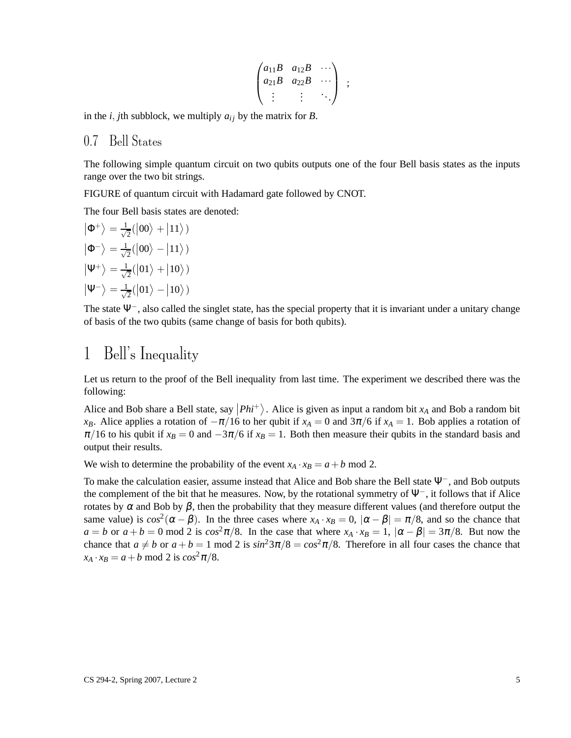$$\begin{pmatrix} a_{11}B & a_{12}B & \cdots \\ a_{21}B & a_{22}B & \cdots \\ \vdots & \vdots & \ddots \end{pmatrix} ;$$

in the $i, j$th subblock, we multiply $a_{ij}$ by the matrix for $B$.

## 0.7 Bell States

The following simple quantum circuit on two qubits outputs one of the four Bell basis states as the inputs range over the two bit strings.

FIGURE of quantum circuit with Hadamard gate followed by CNOT.

The four Bell basis states are denoted:

$|\Phi^+\rangle = \frac{1}{\sqrt{2}}(|00\rangle + |11\rangle)$

$|\Phi^-\rangle = \frac{1}{\sqrt{2}}(|00\rangle - |11\rangle)$

$|\Psi^+\rangle = \frac{1}{\sqrt{2}}(|01\rangle + |10\rangle)$

$|\Psi^-\rangle = \frac{1}{\sqrt{2}}(|01\rangle - |10\rangle)$

The state $\Psi^-$, also called the singlet state, has the special property that it is invariant under a unitary change of basis of the two qubits (same change of basis for both qubits).

# 1 Bell's Inequality

Let us return to the proof of the Bell inequality from last time. The experiment we described there was the following:

Alice and Bob share a Bell state, say $|Phi^+\rangle$. Alice is given as input a random bit $x_A$ and Bob a random bit $x_B$. Alice applies a rotation of $-\pi/16$ to her qubit if $x_A = 0$ and $3\pi/6$ if $x_A = 1$. Bob applies a rotation of $\pi/16$ to his qubit if $x_B = 0$ and $-3\pi/6$ if $x_B = 1$. Both then measure their qubits in the standard basis and output their results.

We wish to determine the probability of the event $x_A \cdot x_B = a + b \bmod 2$.

To make the calculation easier, assume instead that Alice and Bob share the Bell state $\Psi^-$, and Bob outputs the complement of the bit that he measures. Now, by the rotational symmetry of $\Psi^-$, it follows that if Alice rotates by $\alpha$ and Bob by $\beta$, then the probability that they measure different values (and therefore output the same value) is $cos^2(\alpha - \beta)$. In the three cases where $x_A \cdot x_B = 0$, $|\alpha - \beta| = \pi/8$, and so the chance that $a = b$ or $a + b = 0 \bmod 2$ is $cos^2\pi/8$. In the case that where $x_A \cdot x_B = 1$, $|\alpha - \beta| = 3\pi/8$. But now the chance that $a \neq b$ or $a + b = 1 \bmod 2$ is $sin^2 3\pi/8 = cos^2\pi/8$. Therefore in all four cases the chance that $x_A \cdot x_B = a + b \bmod 2$ is $cos^2\pi/8$.